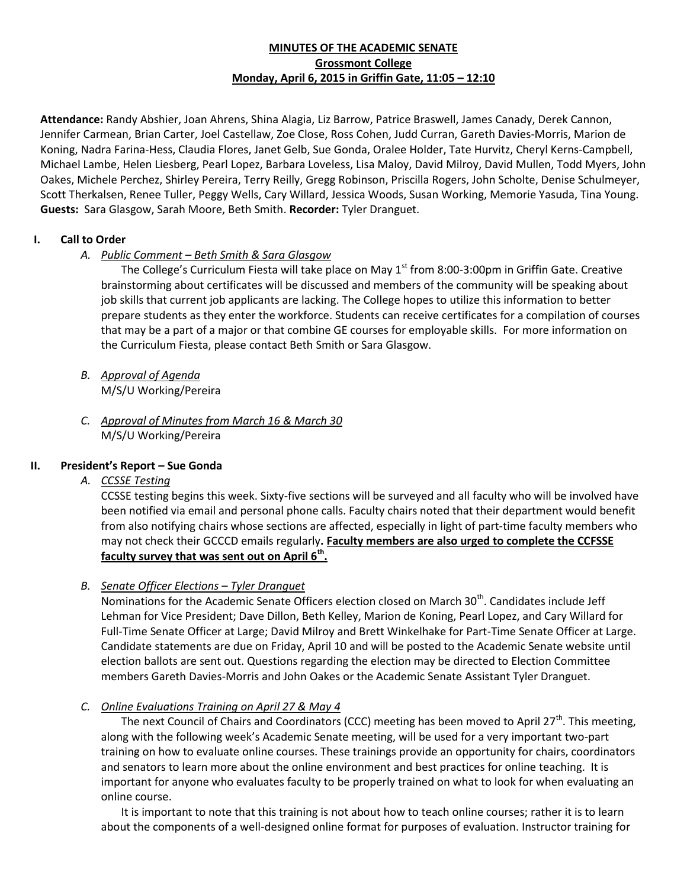# MINUTES OF THE ACADEMIC SENATE
## Grossmont College
## Monday, April 6, 2015 in Griffin Gate, 11:05 – 12:10

**Attendance:** Randy Abshier, Joan Ahrens, Shina Alagia, Liz Barrow, Patrice Braswell, James Canady, Derek Cannon, Jennifer Carmean, Brian Carter, Joel Castellaw, Zoe Close, Ross Cohen, Judd Curran, Gareth Davies-Morris, Marion de Koning, Nadra Farina-Hess, Claudia Flores, Janet Gelb, Sue Gonda, Oralee Holder, Tate Hurvitz, Cheryl Kerns-Campbell, Michael Lambe, Helen Liesberg, Pearl Lopez, Barbara Loveless, Lisa Maloy, David Milroy, David Mullen, Todd Myers, John Oakes, Michele Perchez, Shirley Pereira, Terry Reilly, Gregg Robinson, Priscilla Rogers, John Scholte, Denise Schulmeyer, Scott Therkalsen, Renee Tuller, Peggy Wells, Cary Willard, Jessica Woods, Susan Working, Memorie Yasuda, Tina Young. **Guests:** Sara Glasgow, Sarah Moore, Beth Smith. **Recorder:** Tyler Dranguet.

### I. Call to Order

*A. Public Comment – Beth Smith & Sara Glasgow*

The College's Curriculum Fiesta will take place on May 1st from 8:00-3:00pm in Griffin Gate. Creative brainstorming about certificates will be discussed and members of the community will be speaking about job skills that current job applicants are lacking. The College hopes to utilize this information to better prepare students as they enter the workforce. Students can receive certificates for a compilation of courses that may be a part of a major or that combine GE courses for employable skills. For more information on the Curriculum Fiesta, please contact Beth Smith or Sara Glasgow.

*B. Approval of Agenda*

M/S/U Working/Pereira

*C. Approval of Minutes from March 16 & March 30*

M/S/U Working/Pereira

### II. President's Report – Sue Gonda

*A. CCSSE Testing*

CCSSE testing begins this week. Sixty-five sections will be surveyed and all faculty who will be involved have been notified via email and personal phone calls. Faculty chairs noted that their department would benefit from also notifying chairs whose sections are affected, especially in light of part-time faculty members who may not check their GCCCD emails regularly**. Faculty members are also urged to complete the CCFSSE faculty survey that was sent out on April 6th.**

*B. Senate Officer Elections – Tyler Dranguet*

Nominations for the Academic Senate Officers election closed on March 30th. Candidates include Jeff Lehman for Vice President; Dave Dillon, Beth Kelley, Marion de Koning, Pearl Lopez, and Cary Willard for Full-Time Senate Officer at Large; David Milroy and Brett Winkelhake for Part-Time Senate Officer at Large. Candidate statements are due on Friday, April 10 and will be posted to the Academic Senate website until election ballots are sent out. Questions regarding the election may be directed to Election Committee members Gareth Davies-Morris and John Oakes or the Academic Senate Assistant Tyler Dranguet.

*C. Online Evaluations Training on April 27 & May 4*

The next Council of Chairs and Coordinators (CCC) meeting has been moved to April 27th. This meeting, along with the following week's Academic Senate meeting, will be used for a very important two-part training on how to evaluate online courses. These trainings provide an opportunity for chairs, coordinators and senators to learn more about the online environment and best practices for online teaching. It is important for anyone who evaluates faculty to be properly trained on what to look for when evaluating an online course.

It is important to note that this training is not about how to teach online courses; rather it is to learn about the components of a well-designed online format for purposes of evaluation. Instructor training for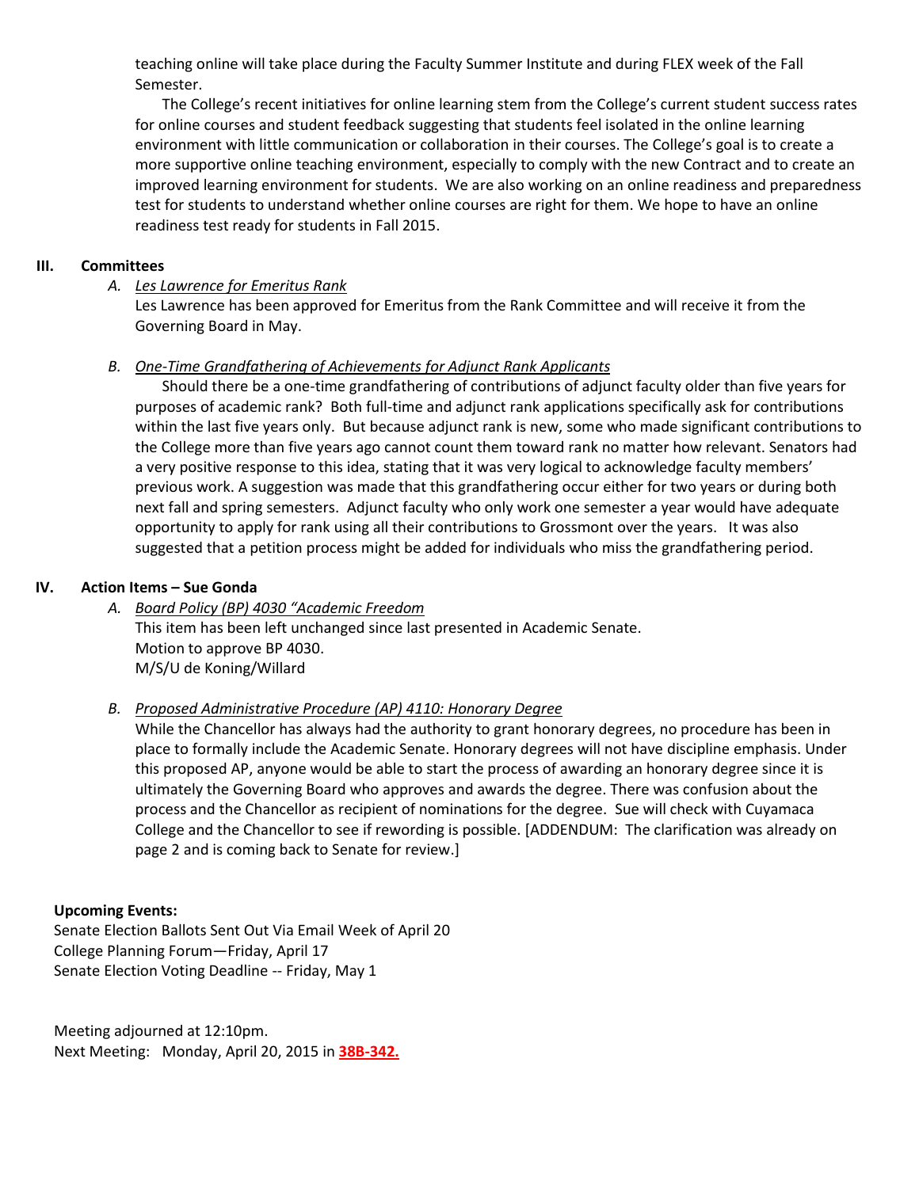teaching online will take place during the Faculty Summer Institute and during FLEX week of the Fall Semester.

The College's recent initiatives for online learning stem from the College's current student success rates for online courses and student feedback suggesting that students feel isolated in the online learning environment with little communication or collaboration in their courses. The College's goal is to create a more supportive online teaching environment, especially to comply with the new Contract and to create an improved learning environment for students. We are also working on an online readiness and preparedness test for students to understand whether online courses are right for them. We hope to have an online readiness test ready for students in Fall 2015.

## III. Committees

### A. Les Lawrence for Emeritus Rank

Les Lawrence has been approved for Emeritus from the Rank Committee and will receive it from the Governing Board in May.

### B. One-Time Grandfathering of Achievements for Adjunct Rank Applicants

Should there be a one-time grandfathering of contributions of adjunct faculty older than five years for purposes of academic rank? Both full-time and adjunct rank applications specifically ask for contributions within the last five years only. But because adjunct rank is new, some who made significant contributions to the College more than five years ago cannot count them toward rank no matter how relevant. Senators had a very positive response to this idea, stating that it was very logical to acknowledge faculty members' previous work. A suggestion was made that this grandfathering occur either for two years or during both next fall and spring semesters. Adjunct faculty who only work one semester a year would have adequate opportunity to apply for rank using all their contributions to Grossmont over the years. It was also suggested that a petition process might be added for individuals who miss the grandfathering period.

## IV. Action Items – Sue Gonda

### A. Board Policy (BP) 4030 "Academic Freedom

This item has been left unchanged since last presented in Academic Senate.
Motion to approve BP 4030.
M/S/U de Koning/Willard

### B. Proposed Administrative Procedure (AP) 4110: Honorary Degree

While the Chancellor has always had the authority to grant honorary degrees, no procedure has been in place to formally include the Academic Senate. Honorary degrees will not have discipline emphasis. Under this proposed AP, anyone would be able to start the process of awarding an honorary degree since it is ultimately the Governing Board who approves and awards the degree. There was confusion about the process and the Chancellor as recipient of nominations for the degree. Sue will check with Cuyamaca College and the Chancellor to see if rewording is possible. [ADDENDUM: The clarification was already on page 2 and is coming back to Senate for review.]

**Upcoming Events:**

Senate Election Ballots Sent Out Via Email Week of April 20
College Planning Forum—Friday, April 17
Senate Election Voting Deadline -- Friday, May 1

Meeting adjourned at 12:10pm.
Next Meeting: Monday, April 20, 2015 in **38B-342.**